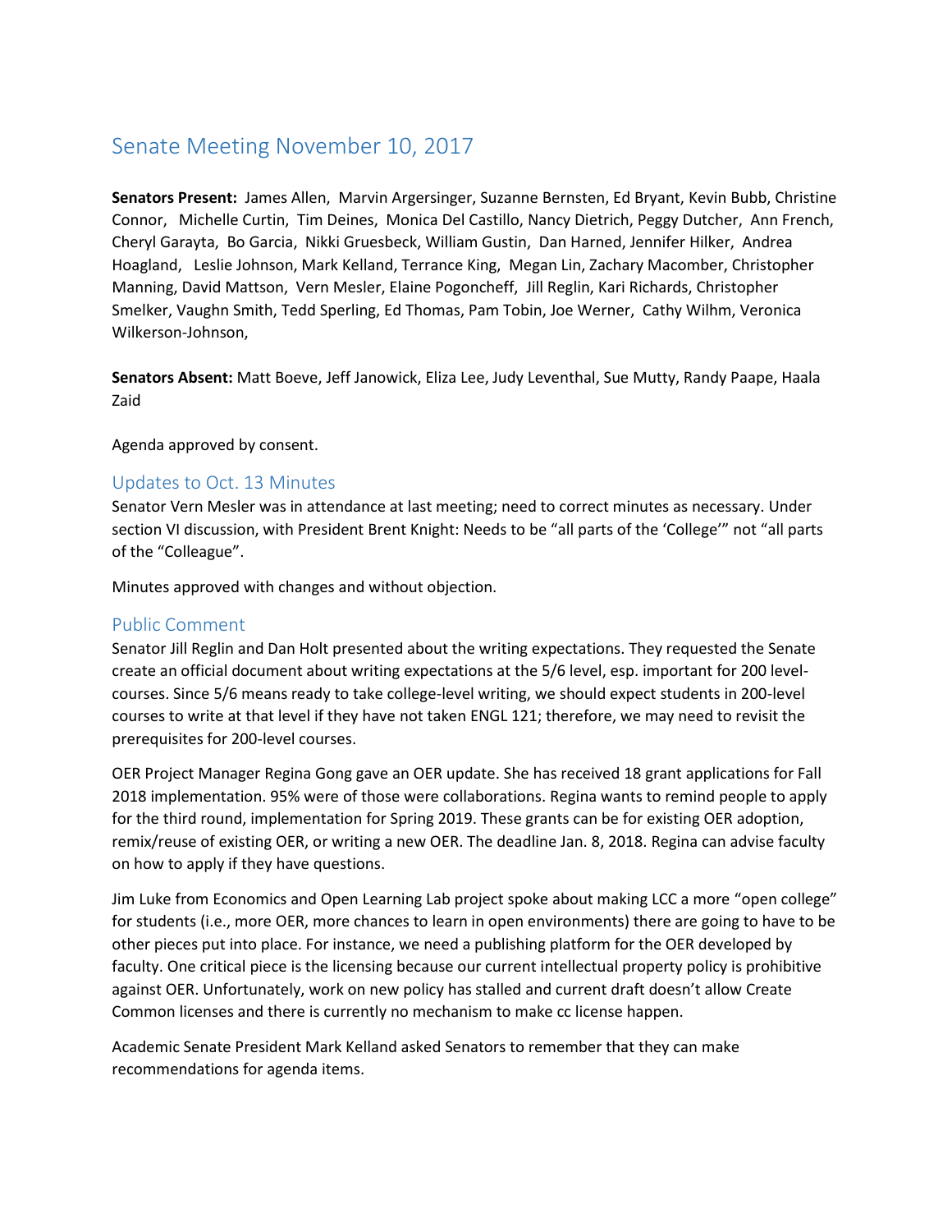# Senate Meeting November 10, 2017

**Senators Present:** James Allen, Marvin Argersinger, Suzanne Bernsten, Ed Bryant, Kevin Bubb, Christine Connor, Michelle Curtin, Tim Deines, Monica Del Castillo, Nancy Dietrich, Peggy Dutcher, Ann French, Cheryl Garayta, Bo Garcia, Nikki Gruesbeck, William Gustin, Dan Harned, Jennifer Hilker, Andrea Hoagland, Leslie Johnson, Mark Kelland, Terrance King, Megan Lin, Zachary Macomber, Christopher Manning, David Mattson, Vern Mesler, Elaine Pogoncheff, Jill Reglin, Kari Richards, Christopher Smelker, Vaughn Smith, Tedd Sperling, Ed Thomas, Pam Tobin, Joe Werner, Cathy Wilhm, Veronica Wilkerson-Johnson,

**Senators Absent:** Matt Boeve, Jeff Janowick, Eliza Lee, Judy Leventhal, Sue Mutty, Randy Paape, Haala Zaid

Agenda approved by consent.

## Updates to Oct. 13 Minutes

Senator Vern Mesler was in attendance at last meeting; need to correct minutes as necessary. Under section VI discussion, with President Brent Knight: Needs to be "all parts of the 'College'" not "all parts of the "Colleague".

Minutes approved with changes and without objection.

## Public Comment

Senator Jill Reglin and Dan Holt presented about the writing expectations. They requested the Senate create an official document about writing expectations at the 5/6 level, esp. important for 200 level-courses. Since 5/6 means ready to take college-level writing, we should expect students in 200-level courses to write at that level if they have not taken ENGL 121; therefore, we may need to revisit the prerequisites for 200-level courses.

OER Project Manager Regina Gong gave an OER update. She has received 18 grant applications for Fall 2018 implementation. 95% were of those were collaborations. Regina wants to remind people to apply for the third round, implementation for Spring 2019. These grants can be for existing OER adoption, remix/reuse of existing OER, or writing a new OER. The deadline Jan. 8, 2018. Regina can advise faculty on how to apply if they have questions.

Jim Luke from Economics and Open Learning Lab project spoke about making LCC a more "open college" for students (i.e., more OER, more chances to learn in open environments) there are going to have to be other pieces put into place. For instance, we need a publishing platform for the OER developed by faculty. One critical piece is the licensing because our current intellectual property policy is prohibitive against OER. Unfortunately, work on new policy has stalled and current draft doesn't allow Create Common licenses and there is currently no mechanism to make cc license happen.

Academic Senate President Mark Kelland asked Senators to remember that they can make recommendations for agenda items.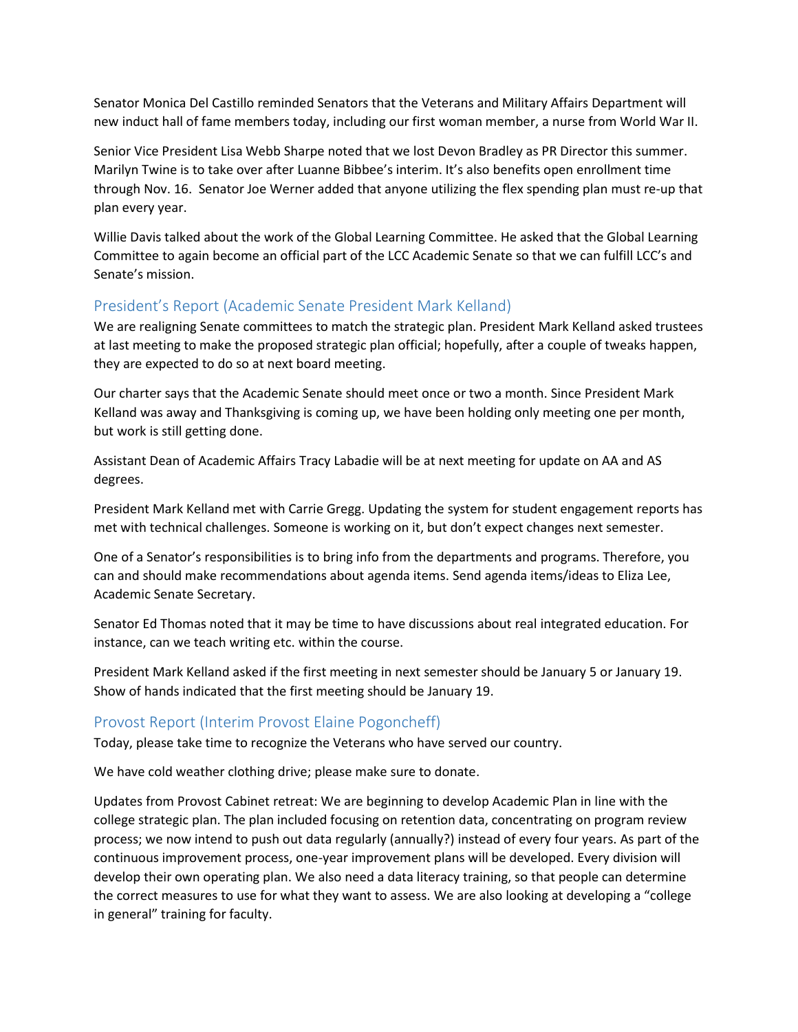Senator Monica Del Castillo reminded Senators that the Veterans and Military Affairs Department will new induct hall of fame members today, including our first woman member, a nurse from World War II.

Senior Vice President Lisa Webb Sharpe noted that we lost Devon Bradley as PR Director this summer. Marilyn Twine is to take over after Luanne Bibbee's interim. It's also benefits open enrollment time through Nov. 16. Senator Joe Werner added that anyone utilizing the flex spending plan must re-up that plan every year.

Willie Davis talked about the work of the Global Learning Committee. He asked that the Global Learning Committee to again become an official part of the LCC Academic Senate so that we can fulfill LCC's and Senate's mission.

## President's Report (Academic Senate President Mark Kelland)

We are realigning Senate committees to match the strategic plan. President Mark Kelland asked trustees at last meeting to make the proposed strategic plan official; hopefully, after a couple of tweaks happen, they are expected to do so at next board meeting.

Our charter says that the Academic Senate should meet once or two a month. Since President Mark Kelland was away and Thanksgiving is coming up, we have been holding only meeting one per month, but work is still getting done.

Assistant Dean of Academic Affairs Tracy Labadie will be at next meeting for update on AA and AS degrees.

President Mark Kelland met with Carrie Gregg. Updating the system for student engagement reports has met with technical challenges. Someone is working on it, but don't expect changes next semester.

One of a Senator's responsibilities is to bring info from the departments and programs. Therefore, you can and should make recommendations about agenda items. Send agenda items/ideas to Eliza Lee, Academic Senate Secretary.

Senator Ed Thomas noted that it may be time to have discussions about real integrated education. For instance, can we teach writing etc. within the course.

President Mark Kelland asked if the first meeting in next semester should be January 5 or January 19. Show of hands indicated that the first meeting should be January 19.

## Provost Report (Interim Provost Elaine Pogoncheff)

Today, please take time to recognize the Veterans who have served our country.

We have cold weather clothing drive; please make sure to donate.

Updates from Provost Cabinet retreat: We are beginning to develop Academic Plan in line with the college strategic plan. The plan included focusing on retention data, concentrating on program review process; we now intend to push out data regularly (annually?) instead of every four years. As part of the continuous improvement process, one-year improvement plans will be developed. Every division will develop their own operating plan. We also need a data literacy training, so that people can determine the correct measures to use for what they want to assess. We are also looking at developing a "college in general" training for faculty.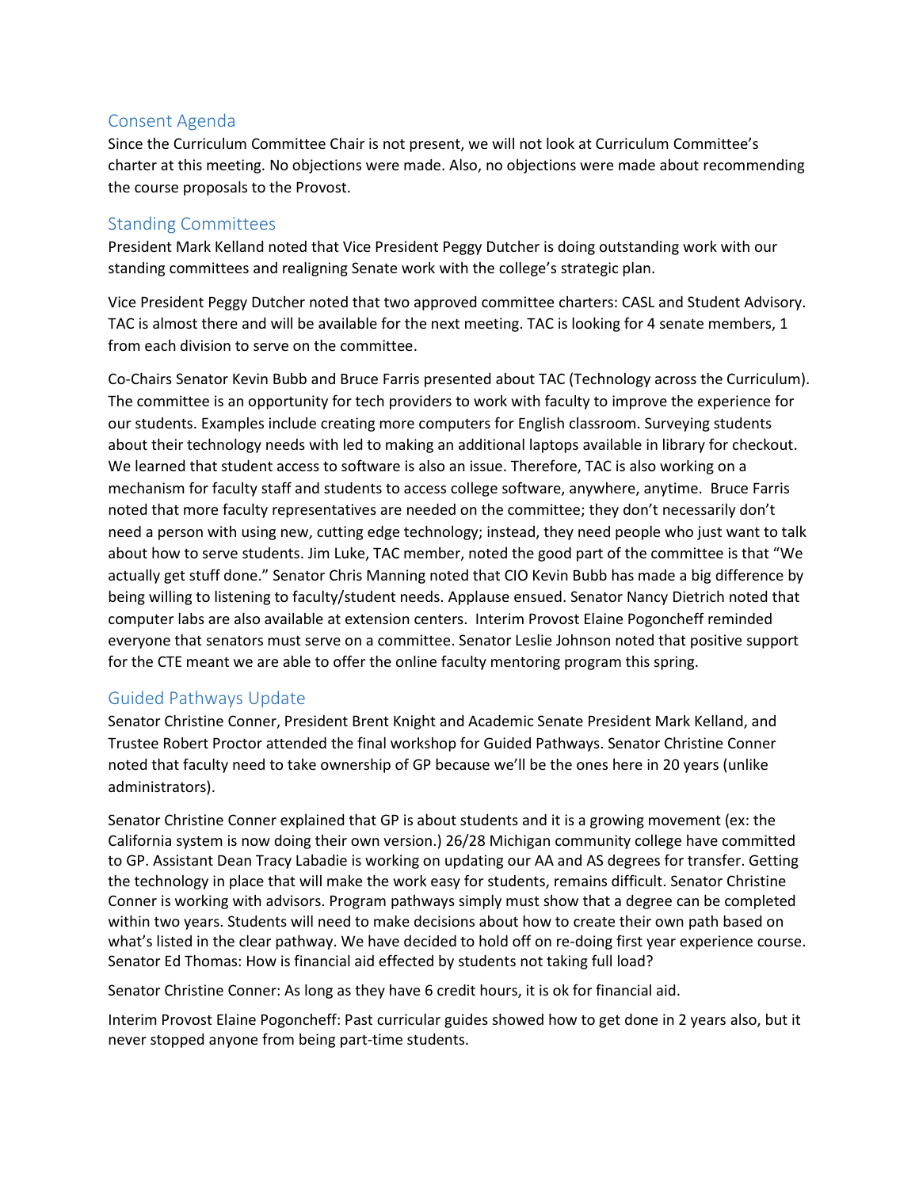## Consent Agenda

Since the Curriculum Committee Chair is not present, we will not look at Curriculum Committee's charter at this meeting. No objections were made. Also, no objections were made about recommending the course proposals to the Provost.

## Standing Committees

President Mark Kelland noted that Vice President Peggy Dutcher is doing outstanding work with our standing committees and realigning Senate work with the college's strategic plan.

Vice President Peggy Dutcher noted that two approved committee charters: CASL and Student Advisory. TAC is almost there and will be available for the next meeting. TAC is looking for 4 senate members, 1 from each division to serve on the committee.

Co-Chairs Senator Kevin Bubb and Bruce Farris presented about TAC (Technology across the Curriculum). The committee is an opportunity for tech providers to work with faculty to improve the experience for our students. Examples include creating more computers for English classroom. Surveying students about their technology needs with led to making an additional laptops available in library for checkout. We learned that student access to software is also an issue. Therefore, TAC is also working on a mechanism for faculty staff and students to access college software, anywhere, anytime. Bruce Farris noted that more faculty representatives are needed on the committee; they don't necessarily don't need a person with using new, cutting edge technology; instead, they need people who just want to talk about how to serve students. Jim Luke, TAC member, noted the good part of the committee is that "We actually get stuff done." Senator Chris Manning noted that CIO Kevin Bubb has made a big difference by being willing to listening to faculty/student needs. Applause ensued. Senator Nancy Dietrich noted that computer labs are also available at extension centers. Interim Provost Elaine Pogoncheff reminded everyone that senators must serve on a committee. Senator Leslie Johnson noted that positive support for the CTE meant we are able to offer the online faculty mentoring program this spring.

## Guided Pathways Update

Senator Christine Conner, President Brent Knight and Academic Senate President Mark Kelland, and Trustee Robert Proctor attended the final workshop for Guided Pathways. Senator Christine Conner noted that faculty need to take ownership of GP because we'll be the ones here in 20 years (unlike administrators).

Senator Christine Conner explained that GP is about students and it is a growing movement (ex: the California system is now doing their own version.) 26/28 Michigan community college have committed to GP. Assistant Dean Tracy Labadie is working on updating our AA and AS degrees for transfer. Getting the technology in place that will make the work easy for students, remains difficult. Senator Christine Conner is working with advisors. Program pathways simply must show that a degree can be completed within two years. Students will need to make decisions about how to create their own path based on what's listed in the clear pathway. We have decided to hold off on re-doing first year experience course. Senator Ed Thomas: How is financial aid effected by students not taking full load?

Senator Christine Conner: As long as they have 6 credit hours, it is ok for financial aid.

Interim Provost Elaine Pogoncheff: Past curricular guides showed how to get done in 2 years also, but it never stopped anyone from being part-time students.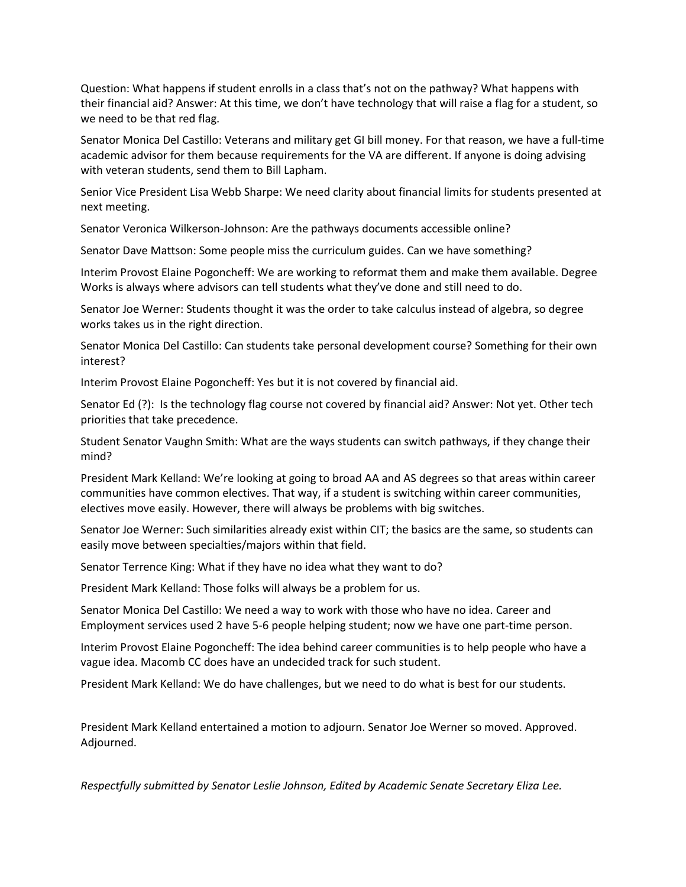Question: What happens if student enrolls in a class that's not on the pathway? What happens with their financial aid? Answer: At this time, we don't have technology that will raise a flag for a student, so we need to be that red flag.

Senator Monica Del Castillo: Veterans and military get GI bill money. For that reason, we have a full-time academic advisor for them because requirements for the VA are different. If anyone is doing advising with veteran students, send them to Bill Lapham.

Senior Vice President Lisa Webb Sharpe: We need clarity about financial limits for students presented at next meeting.

Senator Veronica Wilkerson-Johnson: Are the pathways documents accessible online?

Senator Dave Mattson: Some people miss the curriculum guides. Can we have something?

Interim Provost Elaine Pogoncheff: We are working to reformat them and make them available. Degree Works is always where advisors can tell students what they've done and still need to do.

Senator Joe Werner: Students thought it was the order to take calculus instead of algebra, so degree works takes us in the right direction.

Senator Monica Del Castillo: Can students take personal development course? Something for their own interest?

Interim Provost Elaine Pogoncheff: Yes but it is not covered by financial aid.

Senator Ed (?): Is the technology flag course not covered by financial aid? Answer: Not yet. Other tech priorities that take precedence.

Student Senator Vaughn Smith: What are the ways students can switch pathways, if they change their mind?

President Mark Kelland: We're looking at going to broad AA and AS degrees so that areas within career communities have common electives. That way, if a student is switching within career communities, electives move easily. However, there will always be problems with big switches.

Senator Joe Werner: Such similarities already exist within CIT; the basics are the same, so students can easily move between specialties/majors within that field.

Senator Terrence King: What if they have no idea what they want to do?

President Mark Kelland: Those folks will always be a problem for us.

Senator Monica Del Castillo: We need a way to work with those who have no idea. Career and Employment services used 2 have 5-6 people helping student; now we have one part-time person.

Interim Provost Elaine Pogoncheff: The idea behind career communities is to help people who have a vague idea. Macomb CC does have an undecided track for such student.

President Mark Kelland: We do have challenges, but we need to do what is best for our students.

President Mark Kelland entertained a motion to adjourn. Senator Joe Werner so moved. Approved. Adjourned.

*Respectfully submitted by Senator Leslie Johnson, Edited by Academic Senate Secretary Eliza Lee.*